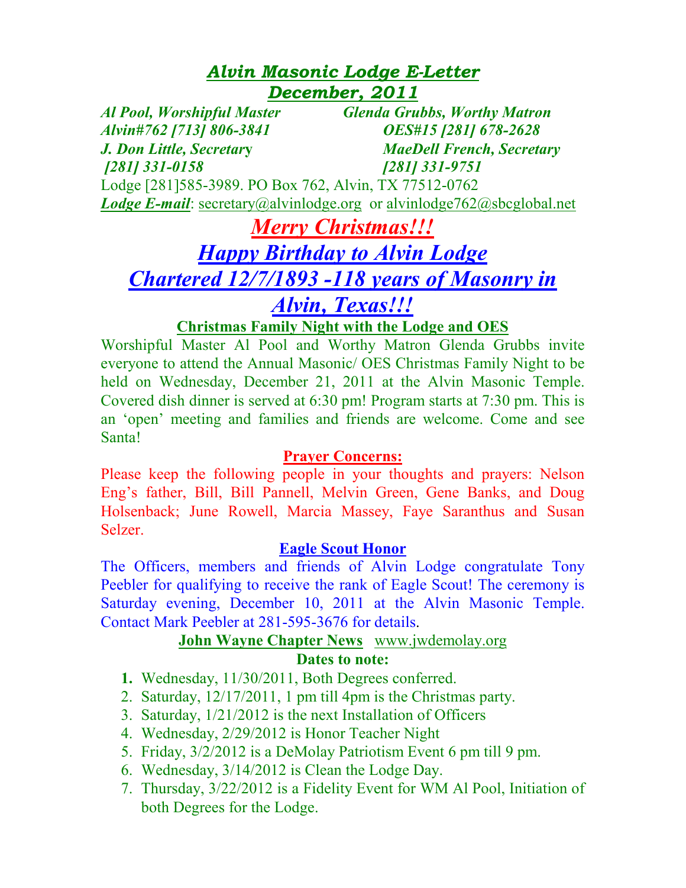# *Alvin Masonic Lodge E-Letter*
# *December, 2011*

***Al Pool, Worshipful Master*** — ***Alvin#762 [713] 806-3841***
***J. Don Little, Secretary*** — ***[281] 331-0158***

***Glenda Grubbs, Worthy Matron*** — ***OES#15 [281] 678-2628***
***MaeDell French, Secretary*** — ***[281] 331-9751***

Lodge [281]585-3989. PO Box 762, Alvin, TX 77512-0762

***Lodge E-mail***: secretary@alvinlodge.org or alvinlodge762@sbcglobal.net

## *Merry Christmas!!!*

## *Happy Birthday to Alvin Lodge Chartered 12/7/1893 -118 years of Masonry in Alvin, Texas!!!*

### Christmas Family Night with the Lodge and OES

Worshipful Master Al Pool and Worthy Matron Glenda Grubbs invite everyone to attend the Annual Masonic/ OES Christmas Family Night to be held on Wednesday, December 21, 2011 at the Alvin Masonic Temple. Covered dish dinner is served at 6:30 pm! Program starts at 7:30 pm. This is an 'open' meeting and families and friends are welcome. Come and see Santa!

### Prayer Concerns:

Please keep the following people in your thoughts and prayers: Nelson Eng's father, Bill, Bill Pannell, Melvin Green, Gene Banks, and Doug Holsenback; June Rowell, Marcia Massey, Faye Saranthus and Susan Selzer.

### Eagle Scout Honor

The Officers, members and friends of Alvin Lodge congratulate Tony Peebler for qualifying to receive the rank of Eagle Scout! The ceremony is Saturday evening, December 10, 2011 at the Alvin Masonic Temple. Contact Mark Peebler at 281-595-3676 for details.

### John Wayne Chapter News www.jwdemolay.org

**Dates to note:**

1. Wednesday, 11/30/2011, Both Degrees conferred.
2. Saturday, 12/17/2011, 1 pm till 4pm is the Christmas party.
3. Saturday, 1/21/2012 is the next Installation of Officers
4. Wednesday, 2/29/2012 is Honor Teacher Night
5. Friday, 3/2/2012 is a DeMolay Patriotism Event 6 pm till 9 pm.
6. Wednesday, 3/14/2012 is Clean the Lodge Day.
7. Thursday, 3/22/2012 is a Fidelity Event for WM Al Pool, Initiation of both Degrees for the Lodge.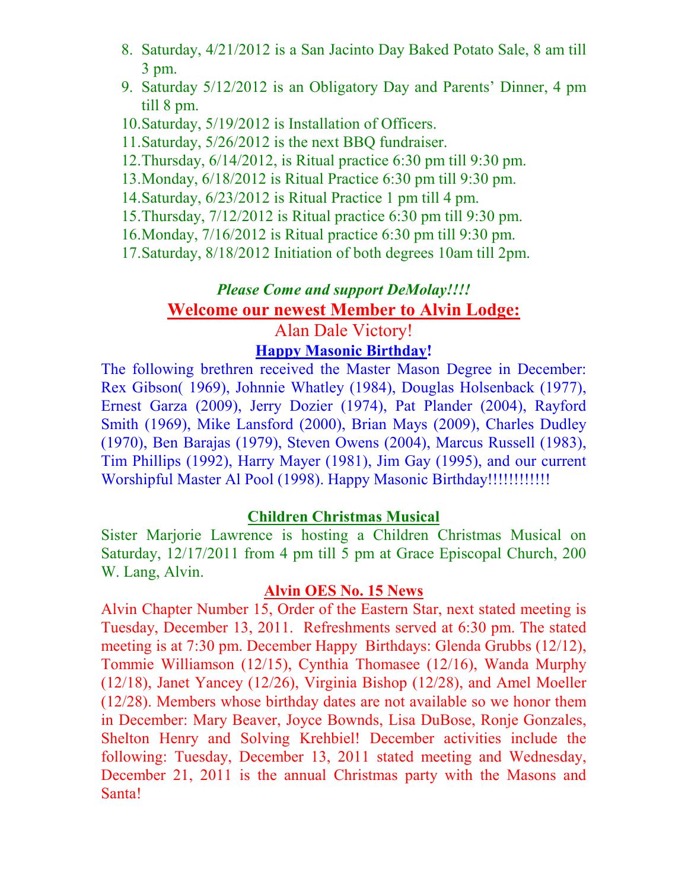8. Saturday, 4/21/2012 is a San Jacinto Day Baked Potato Sale, 8 am till 3 pm.
9. Saturday 5/12/2012 is an Obligatory Day and Parents' Dinner, 4 pm till 8 pm.
10. Saturday, 5/19/2012 is Installation of Officers.
11. Saturday, 5/26/2012 is the next BBQ fundraiser.
12. Thursday, 6/14/2012, is Ritual practice 6:30 pm till 9:30 pm.
13. Monday, 6/18/2012 is Ritual Practice 6:30 pm till 9:30 pm.
14. Saturday, 6/23/2012 is Ritual Practice 1 pm till 4 pm.
15. Thursday, 7/12/2012 is Ritual practice 6:30 pm till 9:30 pm.
16. Monday, 7/16/2012 is Ritual practice 6:30 pm till 9:30 pm.
17. Saturday, 8/18/2012 Initiation of both degrees 10am till 2pm.

***Please Come and support DeMolay!!!!***

## Welcome our newest Member to Alvin Lodge:

Alan Dale Victory!

## Happy Masonic Birthday!

The following brethren received the Master Mason Degree in December: Rex Gibson( 1969), Johnnie Whatley (1984), Douglas Holsenback (1977), Ernest Garza (2009), Jerry Dozier (1974), Pat Plander (2004), Rayford Smith (1969), Mike Lansford (2000), Brian Mays (2009), Charles Dudley (1970), Ben Barajas (1979), Steven Owens (2004), Marcus Russell (1983), Tim Phillips (1992), Harry Mayer (1981), Jim Gay (1995), and our current Worshipful Master Al Pool (1998). Happy Masonic Birthday!!!!!!!!!!!

## Children Christmas Musical

Sister Marjorie Lawrence is hosting a Children Christmas Musical on Saturday, 12/17/2011 from 4 pm till 5 pm at Grace Episcopal Church, 200 W. Lang, Alvin.

## Alvin OES No. 15 News

Alvin Chapter Number 15, Order of the Eastern Star, next stated meeting is Tuesday, December 13, 2011. Refreshments served at 6:30 pm. The stated meeting is at 7:30 pm. December Happy Birthdays: Glenda Grubbs (12/12), Tommie Williamson (12/15), Cynthia Thomasee (12/16), Wanda Murphy (12/18), Janet Yancey (12/26), Virginia Bishop (12/28), and Amel Moeller (12/28). Members whose birthday dates are not available so we honor them in December: Mary Beaver, Joyce Bownds, Lisa DuBose, Ronje Gonzales, Shelton Henry and Solving Krehbiel! December activities include the following: Tuesday, December 13, 2011 stated meeting and Wednesday, December 21, 2011 is the annual Christmas party with the Masons and Santa!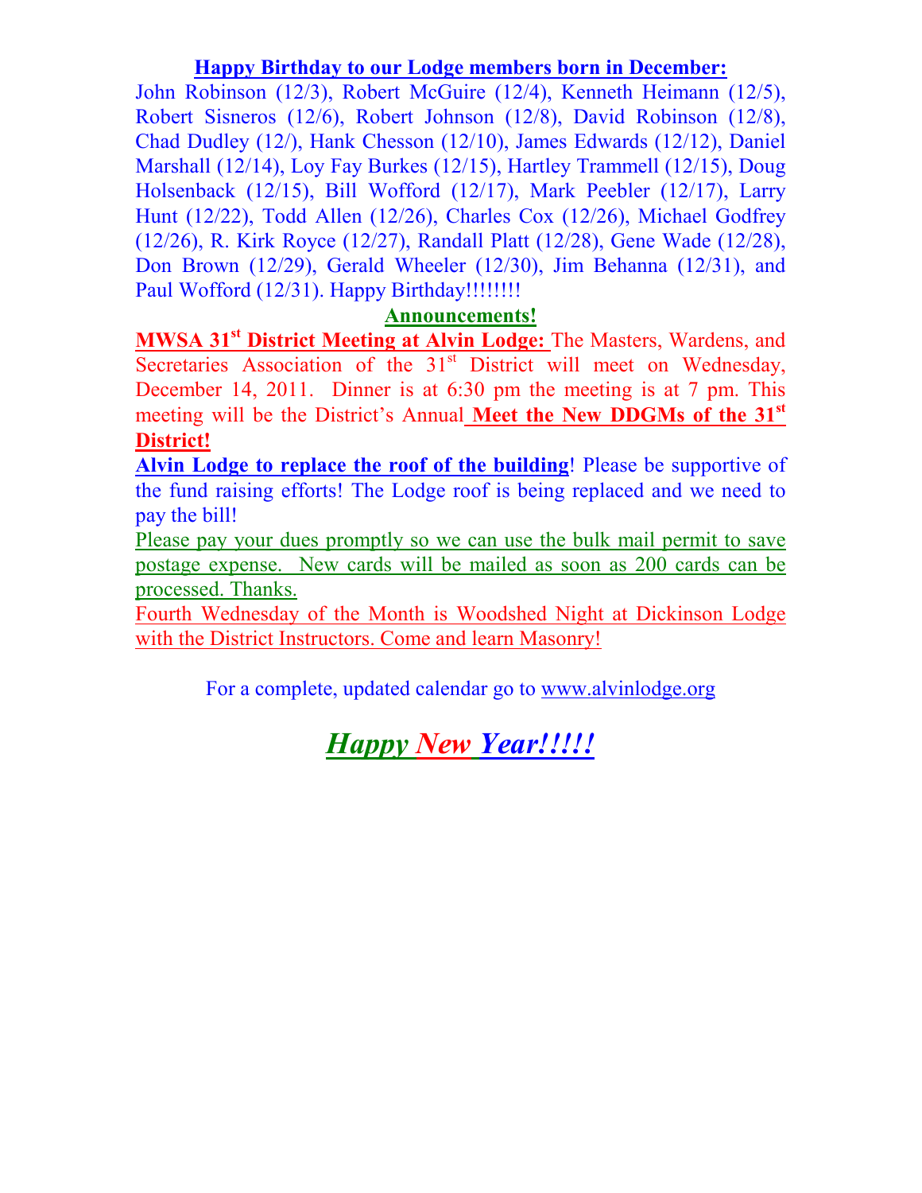## Happy Birthday to our Lodge members born in December:

John Robinson (12/3), Robert McGuire (12/4), Kenneth Heimann (12/5), Robert Sisneros (12/6), Robert Johnson (12/8), David Robinson (12/8), Chad Dudley (12/), Hank Chesson (12/10), James Edwards (12/12), Daniel Marshall (12/14), Loy Fay Burkes (12/15), Hartley Trammell (12/15), Doug Holsenback (12/15), Bill Wofford (12/17), Mark Peebler (12/17), Larry Hunt (12/22), Todd Allen (12/26), Charles Cox (12/26), Michael Godfrey (12/26), R. Kirk Royce (12/27), Randall Platt (12/28), Gene Wade (12/28), Don Brown (12/29), Gerald Wheeler (12/30), Jim Behanna (12/31), and Paul Wofford (12/31). Happy Birthday!!!!!!!!

## Announcements!

**MWSA 31st District Meeting at Alvin Lodge:** The Masters, Wardens, and Secretaries Association of the 31st District will meet on Wednesday, December 14, 2011. Dinner is at 6:30 pm the meeting is at 7 pm. This meeting will be the District's Annual **Meet the New DDGMs of the 31st District!**

**Alvin Lodge to replace the roof of the building**! Please be supportive of the fund raising efforts! The Lodge roof is being replaced and we need to pay the bill!

Please pay your dues promptly so we can use the bulk mail permit to save postage expense. New cards will be mailed as soon as 200 cards can be processed. Thanks.

Fourth Wednesday of the Month is Woodshed Night at Dickinson Lodge with the District Instructors. Come and learn Masonry!

For a complete, updated calendar go to www.alvinlodge.org

# *Happy New Year!!!!!*